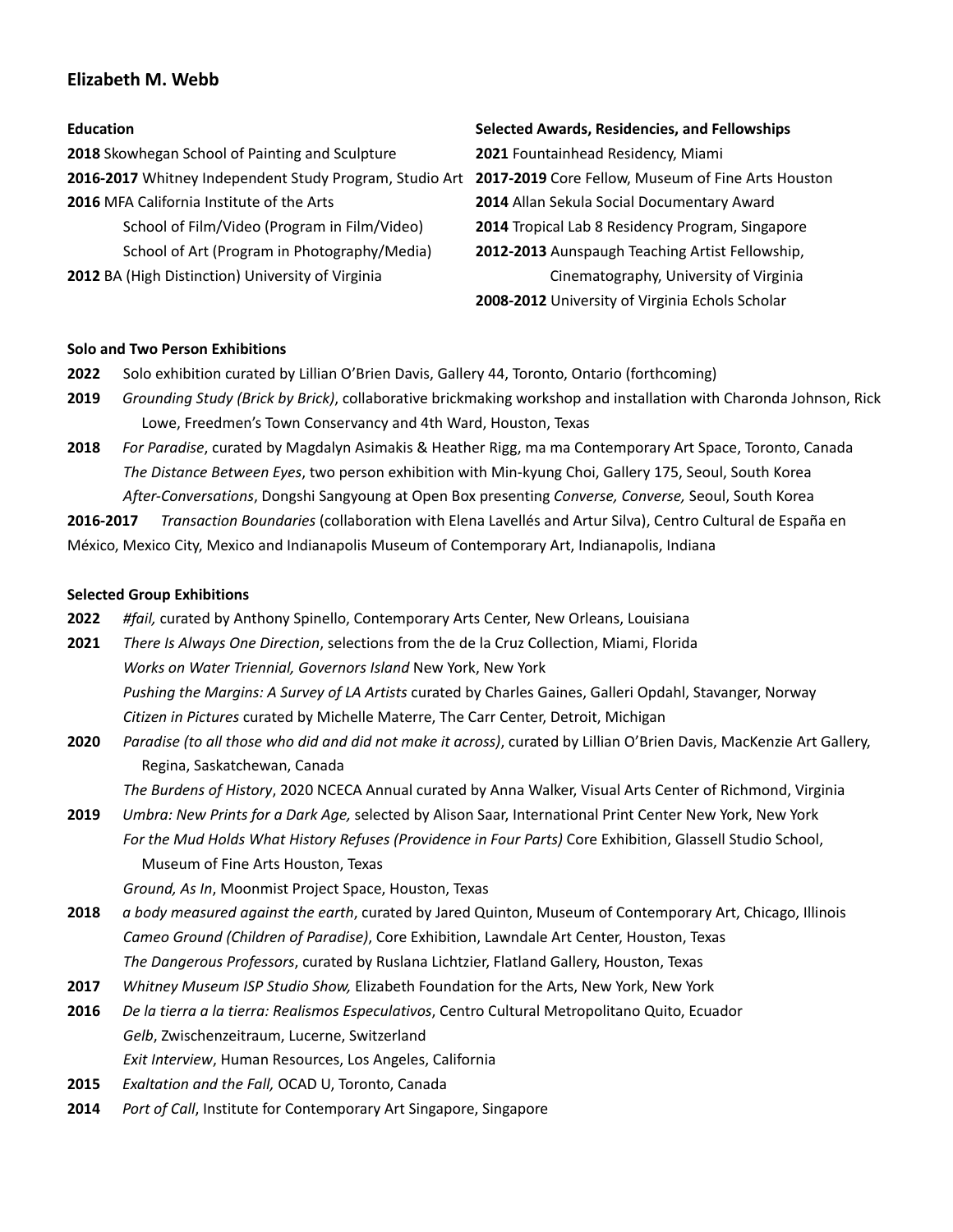# Elizabeth M. Webb

## Education

**2018** Skowhegan School of Painting and Sculpture
**2016-2017** Whitney Independent Study Program, Studio Art
**2016** MFA California Institute of the Arts
School of Film/Video (Program in Film/Video)
School of Art (Program in Photography/Media)
**2012** BA (High Distinction) University of Virginia

## Selected Awards, Residencies, and Fellowships

**2021** Fountainhead Residency, Miami
**2017-2019** Core Fellow, Museum of Fine Arts Houston
**2014** Allan Sekula Social Documentary Award
**2014** Tropical Lab 8 Residency Program, Singapore
**2012-2013** Aunspaugh Teaching Artist Fellowship, Cinematography, University of Virginia
**2008-2012** University of Virginia Echols Scholar

## Solo and Two Person Exhibitions

**2022** Solo exhibition curated by Lillian O'Brien Davis, Gallery 44, Toronto, Ontario (forthcoming)

**2019** *Grounding Study (Brick by Brick)*, collaborative brickmaking workshop and installation with Charonda Johnson, Rick Lowe, Freedmen's Town Conservancy and 4th Ward, Houston, Texas

**2018** *For Paradise*, curated by Magdalyn Asimakis & Heather Rigg, ma ma Contemporary Art Space, Toronto, Canada
*The Distance Between Eyes*, two person exhibition with Min-kyung Choi, Gallery 175, Seoul, South Korea
*After-Conversations*, Dongshi Sangyoung at Open Box presenting *Converse, Converse,* Seoul, South Korea

**2016-2017** *Transaction Boundaries* (collaboration with Elena Lavellés and Artur Silva), Centro Cultural de España en México, Mexico City, Mexico and Indianapolis Museum of Contemporary Art, Indianapolis, Indiana

## Selected Group Exhibitions

**2022** *#fail,* curated by Anthony Spinello, Contemporary Arts Center, New Orleans, Louisiana

**2021** *There Is Always One Direction*, selections from the de la Cruz Collection, Miami, Florida
*Works on Water Triennial, Governors Island* New York, New York
*Pushing the Margins: A Survey of LA Artists* curated by Charles Gaines, Galleri Opdahl, Stavanger, Norway
*Citizen in Pictures* curated by Michelle Materre, The Carr Center, Detroit, Michigan

**2020** *Paradise (to all those who did and did not make it across)*, curated by Lillian O'Brien Davis, MacKenzie Art Gallery, Regina, Saskatchewan, Canada
*The Burdens of History*, 2020 NCECA Annual curated by Anna Walker, Visual Arts Center of Richmond, Virginia

**2019** *Umbra: New Prints for a Dark Age,* selected by Alison Saar, International Print Center New York, New York
*For the Mud Holds What History Refuses (Providence in Four Parts)* Core Exhibition, Glassell Studio School, Museum of Fine Arts Houston, Texas
*Ground, As In*, Moonmist Project Space, Houston, Texas

**2018** *a body measured against the earth*, curated by Jared Quinton, Museum of Contemporary Art, Chicago, Illinois
*Cameo Ground (Children of Paradise)*, Core Exhibition, Lawndale Art Center, Houston, Texas
*The Dangerous Professors*, curated by Ruslana Lichtzier, Flatland Gallery, Houston, Texas

**2017** *Whitney Museum ISP Studio Show,* Elizabeth Foundation for the Arts, New York, New York

**2016** *De la tierra a la tierra: Realismos Especulativos*, Centro Cultural Metropolitano Quito, Ecuador
*Gelb*, Zwischenzeitraum, Lucerne, Switzerland
*Exit Interview*, Human Resources, Los Angeles, California

**2015** *Exaltation and the Fall,* OCAD U, Toronto, Canada

**2014** *Port of Call*, Institute for Contemporary Art Singapore, Singapore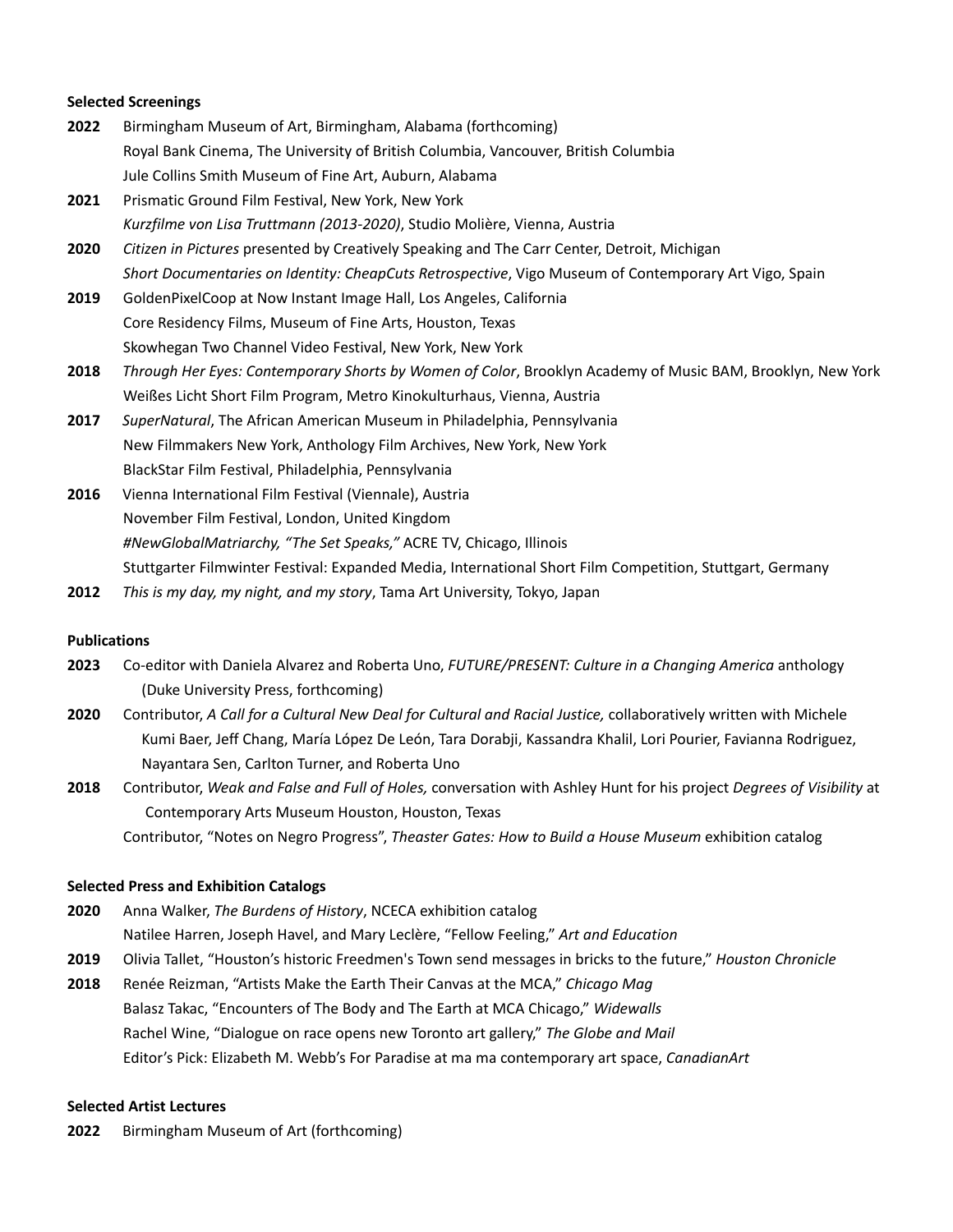**Selected Screenings**

**2022** Birmingham Museum of Art, Birmingham, Alabama (forthcoming)
Royal Bank Cinema, The University of British Columbia, Vancouver, British Columbia
Jule Collins Smith Museum of Fine Art, Auburn, Alabama

**2021** Prismatic Ground Film Festival, New York, New York
*Kurzfilme von Lisa Truttmann (2013-2020)*, Studio Molière, Vienna, Austria

**2020** *Citizen in Pictures* presented by Creatively Speaking and The Carr Center, Detroit, Michigan
*Short Documentaries on Identity: CheapCuts Retrospective*, Vigo Museum of Contemporary Art Vigo, Spain

**2019** GoldenPixelCoop at Now Instant Image Hall, Los Angeles, California
Core Residency Films, Museum of Fine Arts, Houston, Texas
Skowhegan Two Channel Video Festival, New York, New York

**2018** *Through Her Eyes: Contemporary Shorts by Women of Color*, Brooklyn Academy of Music BAM, Brooklyn, New York
Weißes Licht Short Film Program, Metro Kinokulturhaus, Vienna, Austria

**2017** *SuperNatural*, The African American Museum in Philadelphia, Pennsylvania
New Filmmakers New York, Anthology Film Archives, New York, New York
BlackStar Film Festival, Philadelphia, Pennsylvania

**2016** Vienna International Film Festival (Viennale), Austria
November Film Festival, London, United Kingdom
*#NewGlobalMatriarchy, "The Set Speaks,"* ACRE TV, Chicago, Illinois
Stuttgarter Filmwinter Festival: Expanded Media, International Short Film Competition, Stuttgart, Germany

**2012** *This is my day, my night, and my story*, Tama Art University, Tokyo, Japan

**Publications**

**2023** Co-editor with Daniela Alvarez and Roberta Uno, *FUTURE/PRESENT: Culture in a Changing America* anthology (Duke University Press, forthcoming)

**2020** Contributor, *A Call for a Cultural New Deal for Cultural and Racial Justice,* collaboratively written with Michele Kumi Baer, Jeff Chang, María López De León, Tara Dorabji, Kassandra Khalil, Lori Pourier, Favianna Rodriguez, Nayantara Sen, Carlton Turner, and Roberta Uno

**2018** Contributor, *Weak and False and Full of Holes,* conversation with Ashley Hunt for his project *Degrees of Visibility* at Contemporary Arts Museum Houston, Houston, Texas
Contributor, "Notes on Negro Progress", *Theaster Gates: How to Build a House Museum* exhibition catalog

**Selected Press and Exhibition Catalogs**

**2020** Anna Walker, *The Burdens of History*, NCECA exhibition catalog
Natilee Harren, Joseph Havel, and Mary Leclère, "Fellow Feeling," *Art and Education*

**2019** Olivia Tallet, "Houston's historic Freedmen's Town send messages in bricks to the future," *Houston Chronicle*

**2018** Renée Reizman, "Artists Make the Earth Their Canvas at the MCA," *Chicago Mag*
Balasz Takac, "Encounters of The Body and The Earth at MCA Chicago," *Widewalls*
Rachel Wine, "Dialogue on race opens new Toronto art gallery," *The Globe and Mail*
Editor's Pick: Elizabeth M. Webb's For Paradise at ma ma contemporary art space, *CanadianArt*

**Selected Artist Lectures**

**2022** Birmingham Museum of Art (forthcoming)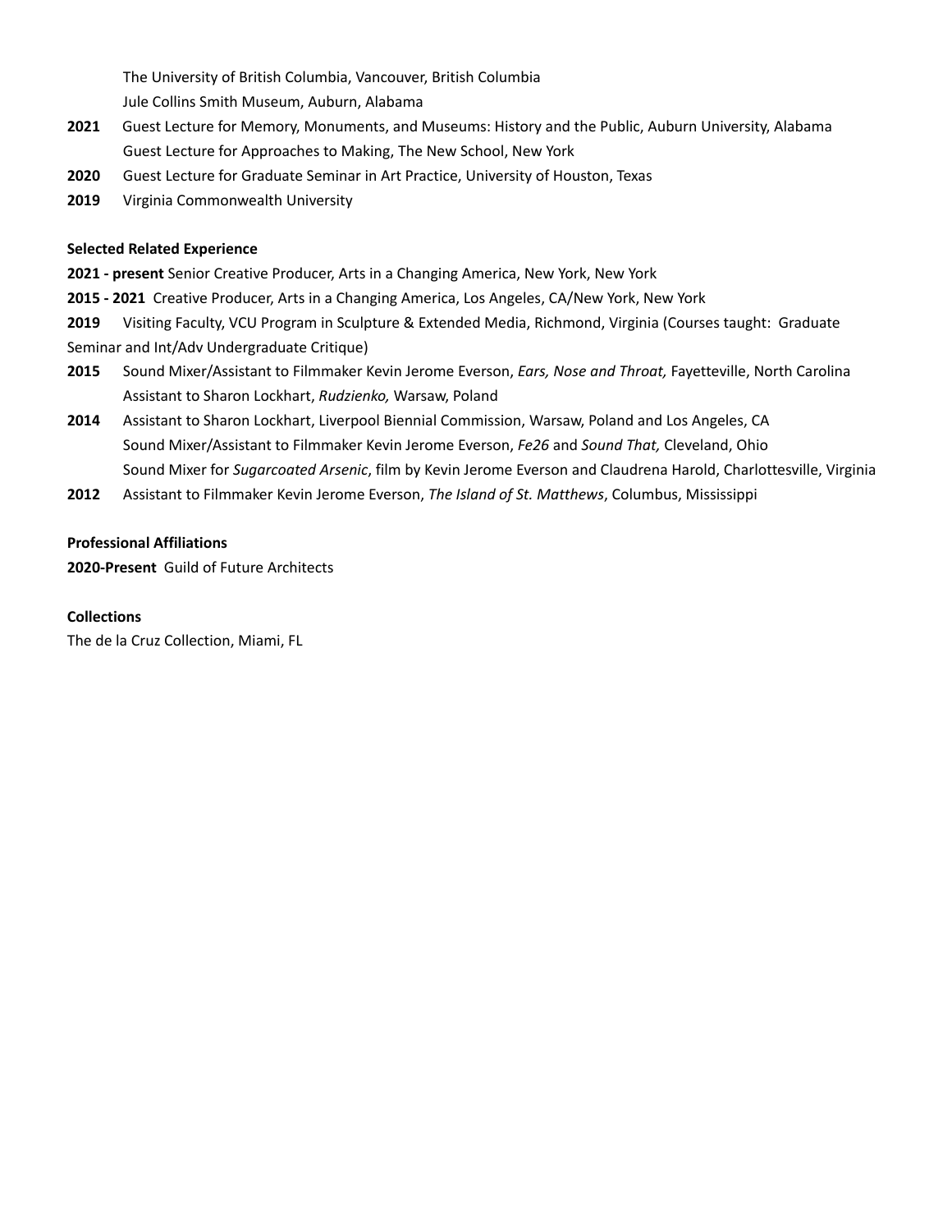The University of British Columbia, Vancouver, British Columbia
Jule Collins Smith Museum, Auburn, Alabama

**2021** Guest Lecture for Memory, Monuments, and Museums: History and the Public, Auburn University, Alabama
Guest Lecture for Approaches to Making, The New School, New York

**2020** Guest Lecture for Graduate Seminar in Art Practice, University of Houston, Texas

**2019** Virginia Commonwealth University

**Selected Related Experience**

**2021 - present** Senior Creative Producer, Arts in a Changing America, New York, New York

**2015 - 2021** Creative Producer, Arts in a Changing America, Los Angeles, CA/New York, New York

**2019** Visiting Faculty, VCU Program in Sculpture & Extended Media, Richmond, Virginia (Courses taught: Graduate Seminar and Int/Adv Undergraduate Critique)

**2015** Sound Mixer/Assistant to Filmmaker Kevin Jerome Everson, *Ears, Nose and Throat,* Fayetteville, North Carolina
Assistant to Sharon Lockhart, *Rudzienko,* Warsaw, Poland

**2014** Assistant to Sharon Lockhart, Liverpool Biennial Commission, Warsaw, Poland and Los Angeles, CA
Sound Mixer/Assistant to Filmmaker Kevin Jerome Everson, *Fe26* and *Sound That,* Cleveland, Ohio
Sound Mixer for *Sugarcoated Arsenic*, film by Kevin Jerome Everson and Claudrena Harold, Charlottesville, Virginia

**2012** Assistant to Filmmaker Kevin Jerome Everson, *The Island of St. Matthews*, Columbus, Mississippi

**Professional Affiliations**

**2020-Present** Guild of Future Architects

**Collections**

The de la Cruz Collection, Miami, FL